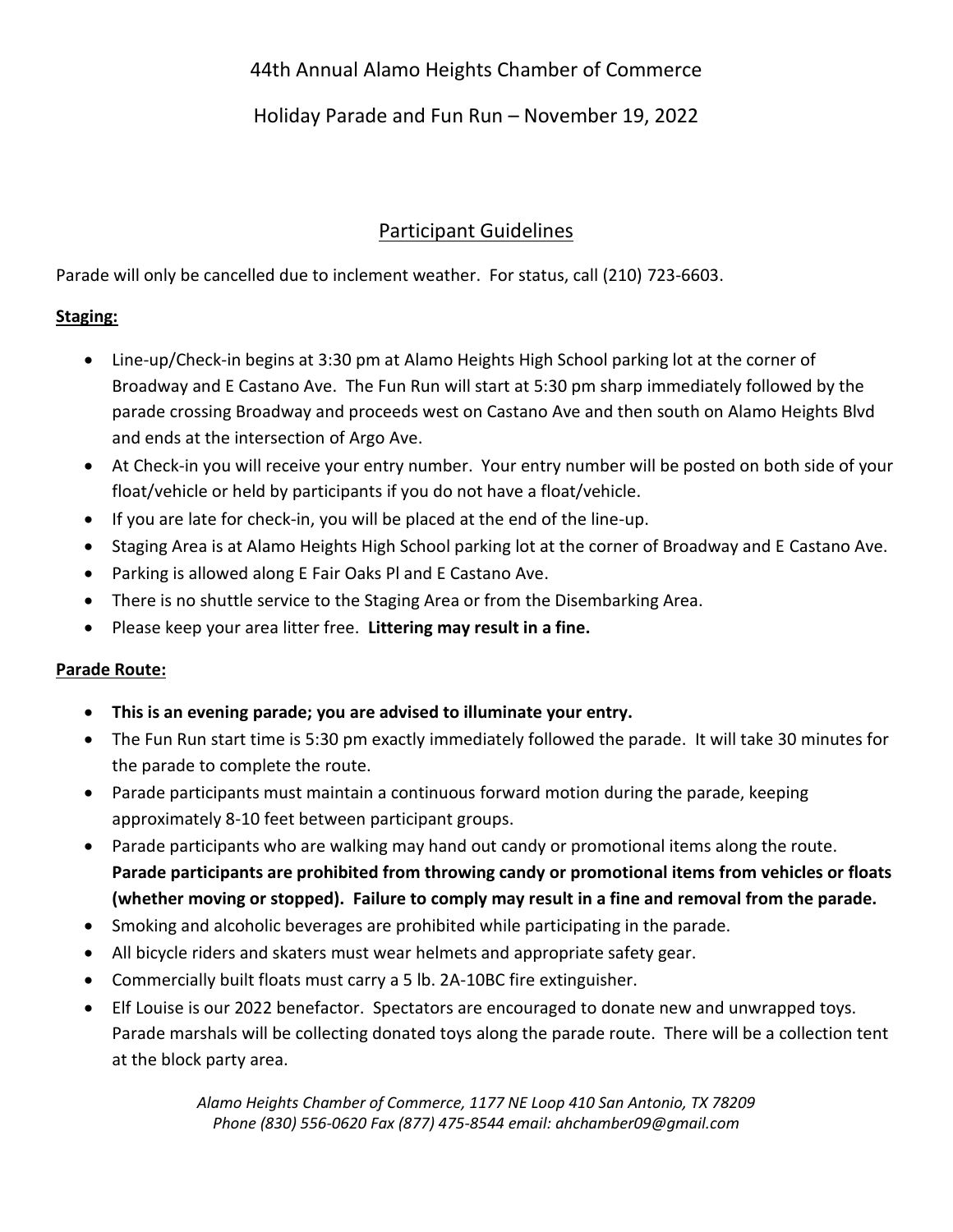# 44th Annual Alamo Heights Chamber of Commerce

# Holiday Parade and Fun Run – November 19, 2022

## Participant Guidelines

Parade will only be cancelled due to inclement weather. For status, call (210) 723-6603.

### Staging:

- Line-up/Check-in begins at 3:30 pm at Alamo Heights High School parking lot at the corner of Broadway and E Castano Ave. The Fun Run will start at 5:30 pm sharp immediately followed by the parade crossing Broadway and proceeds west on Castano Ave and then south on Alamo Heights Blvd and ends at the intersection of Argo Ave.
- At Check-in you will receive your entry number. Your entry number will be posted on both side of your float/vehicle or held by participants if you do not have a float/vehicle.
- If you are late for check-in, you will be placed at the end of the line-up.
- Staging Area is at Alamo Heights High School parking lot at the corner of Broadway and E Castano Ave.
- Parking is allowed along E Fair Oaks Pl and E Castano Ave.
- There is no shuttle service to the Staging Area or from the Disembarking Area.
- Please keep your area litter free. **Littering may result in a fine.**

### Parade Route:

- **This is an evening parade; you are advised to illuminate your entry.**
- The Fun Run start time is 5:30 pm exactly immediately followed the parade. It will take 30 minutes for the parade to complete the route.
- Parade participants must maintain a continuous forward motion during the parade, keeping approximately 8-10 feet between participant groups.
- Parade participants who are walking may hand out candy or promotional items along the route. **Parade participants are prohibited from throwing candy or promotional items from vehicles or floats (whether moving or stopped). Failure to comply may result in a fine and removal from the parade.**
- Smoking and alcoholic beverages are prohibited while participating in the parade.
- All bicycle riders and skaters must wear helmets and appropriate safety gear.
- Commercially built floats must carry a 5 lb. 2A-10BC fire extinguisher.
- Elf Louise is our 2022 benefactor. Spectators are encouraged to donate new and unwrapped toys. Parade marshals will be collecting donated toys along the parade route. There will be a collection tent at the block party area.

*Alamo Heights Chamber of Commerce, 1177 NE Loop 410 San Antonio, TX 78209*
*Phone (830) 556-0620 Fax (877) 475-8544 email: ahchamber09@gmail.com*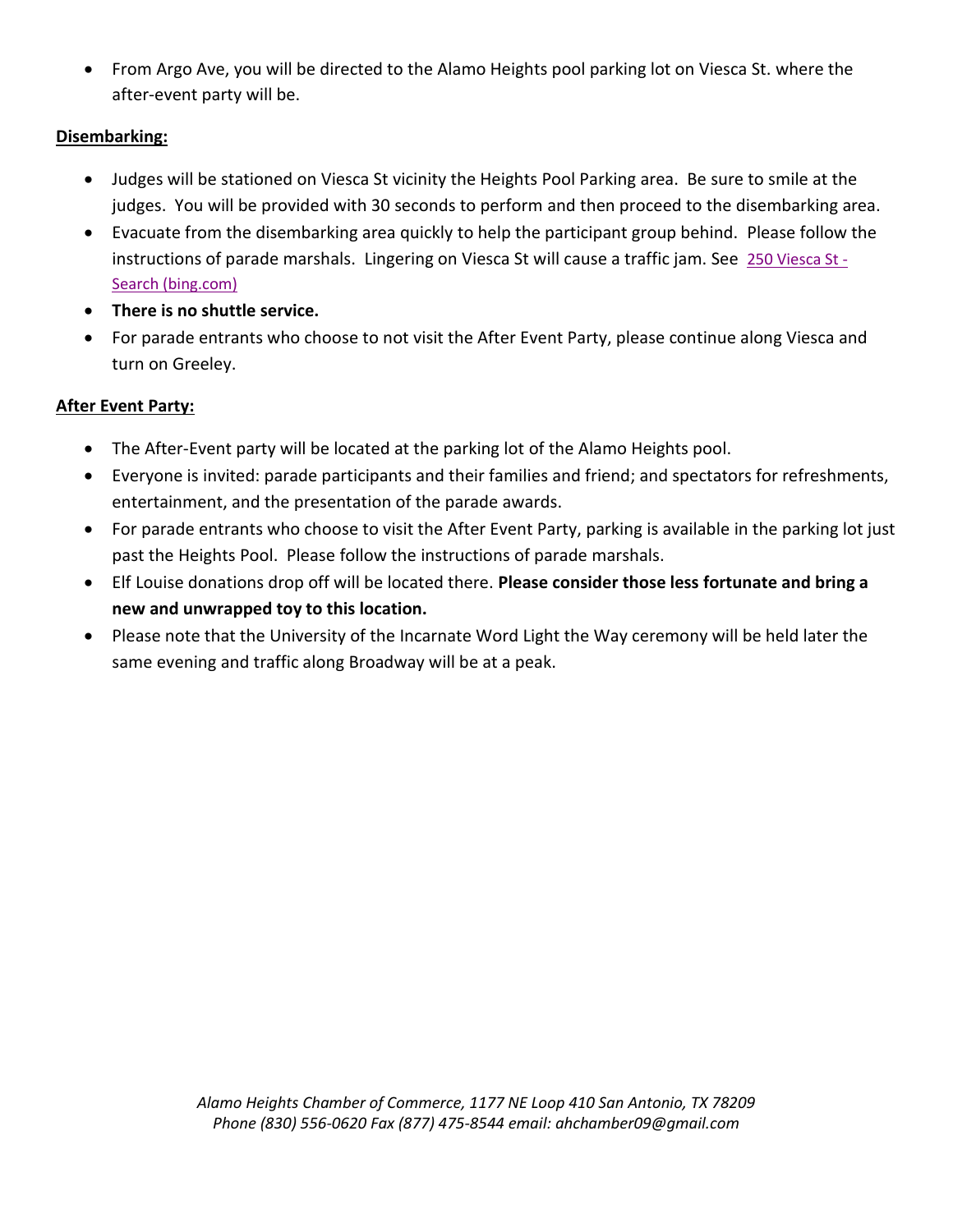- From Argo Ave, you will be directed to the Alamo Heights pool parking lot on Viesca St. where the after-event party will be.

**Disembarking:**

- Judges will be stationed on Viesca St vicinity the Heights Pool Parking area. Be sure to smile at the judges. You will be provided with 30 seconds to perform and then proceed to the disembarking area.
- Evacuate from the disembarking area quickly to help the participant group behind. Please follow the instructions of parade marshals. Lingering on Viesca St will cause a traffic jam. See 250 Viesca St - Search (bing.com)
- **There is no shuttle service.**
- For parade entrants who choose to not visit the After Event Party, please continue along Viesca and turn on Greeley.

**After Event Party:**

- The After-Event party will be located at the parking lot of the Alamo Heights pool.
- Everyone is invited: parade participants and their families and friend; and spectators for refreshments, entertainment, and the presentation of the parade awards.
- For parade entrants who choose to visit the After Event Party, parking is available in the parking lot just past the Heights Pool. Please follow the instructions of parade marshals.
- Elf Louise donations drop off will be located there. **Please consider those less fortunate and bring a new and unwrapped toy to this location.**
- Please note that the University of the Incarnate Word Light the Way ceremony will be held later the same evening and traffic along Broadway will be at a peak.

*Alamo Heights Chamber of Commerce, 1177 NE Loop 410 San Antonio, TX 78209*
*Phone (830) 556-0620 Fax (877) 475-8544 email: ahchamber09@gmail.com*